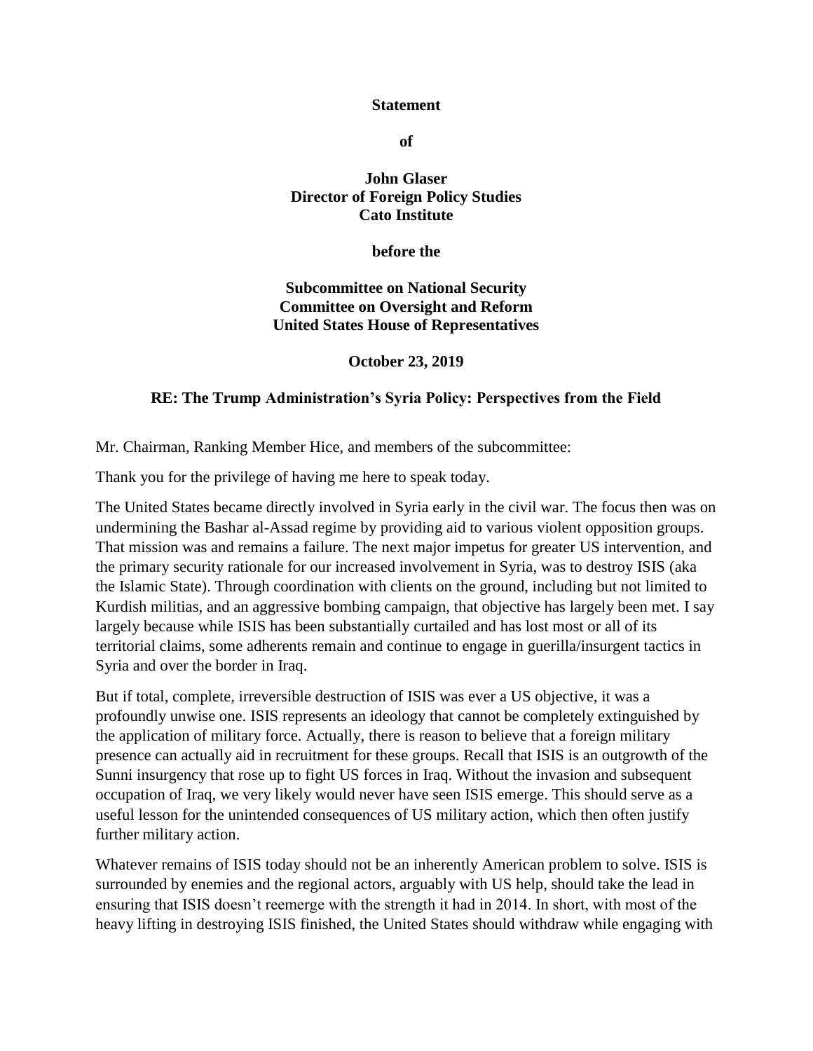**Statement**

**of**

**John Glaser**
**Director of Foreign Policy Studies**
**Cato Institute**

**before the**

**Subcommittee on National Security**
**Committee on Oversight and Reform**
**United States House of Representatives**

**October 23, 2019**

**RE: The Trump Administration's Syria Policy: Perspectives from the Field**

Mr. Chairman, Ranking Member Hice, and members of the subcommittee:

Thank you for the privilege of having me here to speak today.

The United States became directly involved in Syria early in the civil war. The focus then was on undermining the Bashar al-Assad regime by providing aid to various violent opposition groups. That mission was and remains a failure. The next major impetus for greater US intervention, and the primary security rationale for our increased involvement in Syria, was to destroy ISIS (aka the Islamic State). Through coordination with clients on the ground, including but not limited to Kurdish militias, and an aggressive bombing campaign, that objective has largely been met. I say largely because while ISIS has been substantially curtailed and has lost most or all of its territorial claims, some adherents remain and continue to engage in guerilla/insurgent tactics in Syria and over the border in Iraq.

But if total, complete, irreversible destruction of ISIS was ever a US objective, it was a profoundly unwise one. ISIS represents an ideology that cannot be completely extinguished by the application of military force. Actually, there is reason to believe that a foreign military presence can actually aid in recruitment for these groups. Recall that ISIS is an outgrowth of the Sunni insurgency that rose up to fight US forces in Iraq. Without the invasion and subsequent occupation of Iraq, we very likely would never have seen ISIS emerge. This should serve as a useful lesson for the unintended consequences of US military action, which then often justify further military action.

Whatever remains of ISIS today should not be an inherently American problem to solve. ISIS is surrounded by enemies and the regional actors, arguably with US help, should take the lead in ensuring that ISIS doesn't reemerge with the strength it had in 2014. In short, with most of the heavy lifting in destroying ISIS finished, the United States should withdraw while engaging with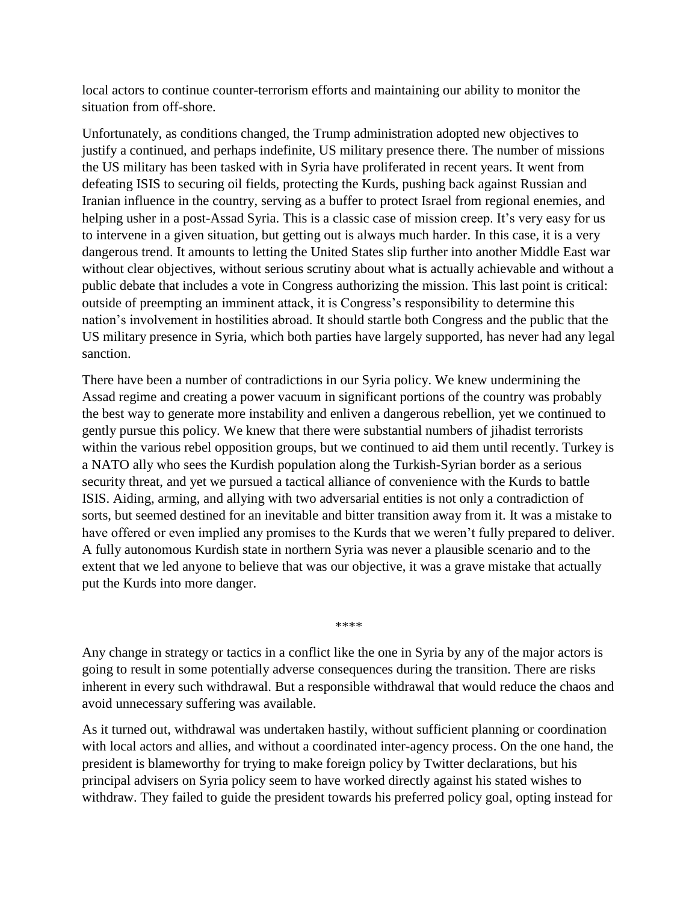local actors to continue counter-terrorism efforts and maintaining our ability to monitor the situation from off-shore.

Unfortunately, as conditions changed, the Trump administration adopted new objectives to justify a continued, and perhaps indefinite, US military presence there. The number of missions the US military has been tasked with in Syria have proliferated in recent years. It went from defeating ISIS to securing oil fields, protecting the Kurds, pushing back against Russian and Iranian influence in the country, serving as a buffer to protect Israel from regional enemies, and helping usher in a post-Assad Syria. This is a classic case of mission creep. It's very easy for us to intervene in a given situation, but getting out is always much harder. In this case, it is a very dangerous trend. It amounts to letting the United States slip further into another Middle East war without clear objectives, without serious scrutiny about what is actually achievable and without a public debate that includes a vote in Congress authorizing the mission. This last point is critical: outside of preempting an imminent attack, it is Congress's responsibility to determine this nation's involvement in hostilities abroad. It should startle both Congress and the public that the US military presence in Syria, which both parties have largely supported, has never had any legal sanction.

There have been a number of contradictions in our Syria policy. We knew undermining the Assad regime and creating a power vacuum in significant portions of the country was probably the best way to generate more instability and enliven a dangerous rebellion, yet we continued to gently pursue this policy. We knew that there were substantial numbers of jihadist terrorists within the various rebel opposition groups, but we continued to aid them until recently. Turkey is a NATO ally who sees the Kurdish population along the Turkish-Syrian border as a serious security threat, and yet we pursued a tactical alliance of convenience with the Kurds to battle ISIS. Aiding, arming, and allying with two adversarial entities is not only a contradiction of sorts, but seemed destined for an inevitable and bitter transition away from it. It was a mistake to have offered or even implied any promises to the Kurds that we weren't fully prepared to deliver. A fully autonomous Kurdish state in northern Syria was never a plausible scenario and to the extent that we led anyone to believe that was our objective, it was a grave mistake that actually put the Kurds into more danger.

****

Any change in strategy or tactics in a conflict like the one in Syria by any of the major actors is going to result in some potentially adverse consequences during the transition. There are risks inherent in every such withdrawal. But a responsible withdrawal that would reduce the chaos and avoid unnecessary suffering was available.

As it turned out, withdrawal was undertaken hastily, without sufficient planning or coordination with local actors and allies, and without a coordinated inter-agency process. On the one hand, the president is blameworthy for trying to make foreign policy by Twitter declarations, but his principal advisers on Syria policy seem to have worked directly against his stated wishes to withdraw. They failed to guide the president towards his preferred policy goal, opting instead for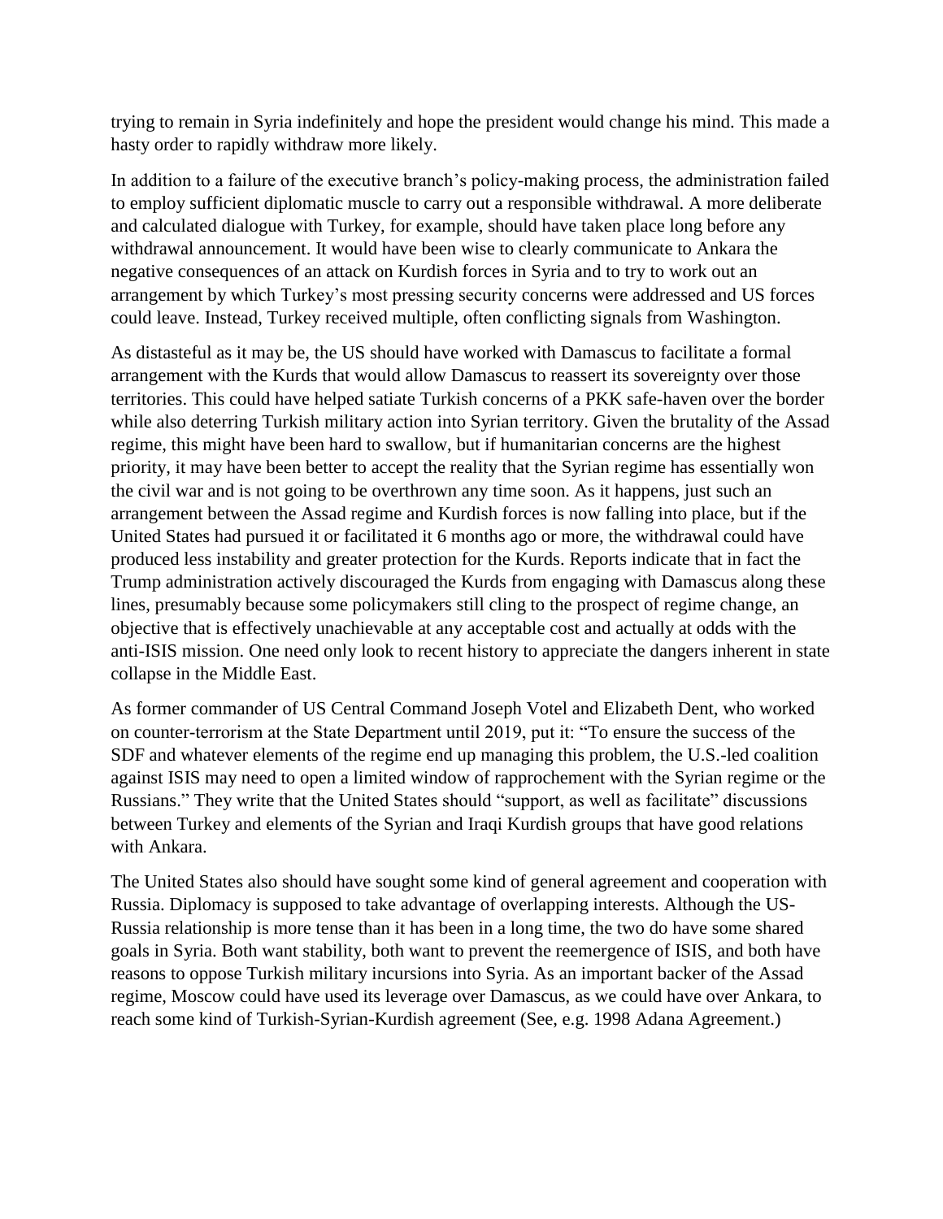trying to remain in Syria indefinitely and hope the president would change his mind. This made a hasty order to rapidly withdraw more likely.

In addition to a failure of the executive branch's policy-making process, the administration failed to employ sufficient diplomatic muscle to carry out a responsible withdrawal. A more deliberate and calculated dialogue with Turkey, for example, should have taken place long before any withdrawal announcement. It would have been wise to clearly communicate to Ankara the negative consequences of an attack on Kurdish forces in Syria and to try to work out an arrangement by which Turkey's most pressing security concerns were addressed and US forces could leave. Instead, Turkey received multiple, often conflicting signals from Washington.

As distasteful as it may be, the US should have worked with Damascus to facilitate a formal arrangement with the Kurds that would allow Damascus to reassert its sovereignty over those territories. This could have helped satiate Turkish concerns of a PKK safe-haven over the border while also deterring Turkish military action into Syrian territory. Given the brutality of the Assad regime, this might have been hard to swallow, but if humanitarian concerns are the highest priority, it may have been better to accept the reality that the Syrian regime has essentially won the civil war and is not going to be overthrown any time soon. As it happens, just such an arrangement between the Assad regime and Kurdish forces is now falling into place, but if the United States had pursued it or facilitated it 6 months ago or more, the withdrawal could have produced less instability and greater protection for the Kurds. Reports indicate that in fact the Trump administration actively discouraged the Kurds from engaging with Damascus along these lines, presumably because some policymakers still cling to the prospect of regime change, an objective that is effectively unachievable at any acceptable cost and actually at odds with the anti-ISIS mission. One need only look to recent history to appreciate the dangers inherent in state collapse in the Middle East.

As former commander of US Central Command Joseph Votel and Elizabeth Dent, who worked on counter-terrorism at the State Department until 2019, put it: "To ensure the success of the SDF and whatever elements of the regime end up managing this problem, the U.S.-led coalition against ISIS may need to open a limited window of rapprochement with the Syrian regime or the Russians." They write that the United States should "support, as well as facilitate" discussions between Turkey and elements of the Syrian and Iraqi Kurdish groups that have good relations with Ankara.

The United States also should have sought some kind of general agreement and cooperation with Russia. Diplomacy is supposed to take advantage of overlapping interests. Although the US-Russia relationship is more tense than it has been in a long time, the two do have some shared goals in Syria. Both want stability, both want to prevent the reemergence of ISIS, and both have reasons to oppose Turkish military incursions into Syria. As an important backer of the Assad regime, Moscow could have used its leverage over Damascus, as we could have over Ankara, to reach some kind of Turkish-Syrian-Kurdish agreement (See, e.g. 1998 Adana Agreement.)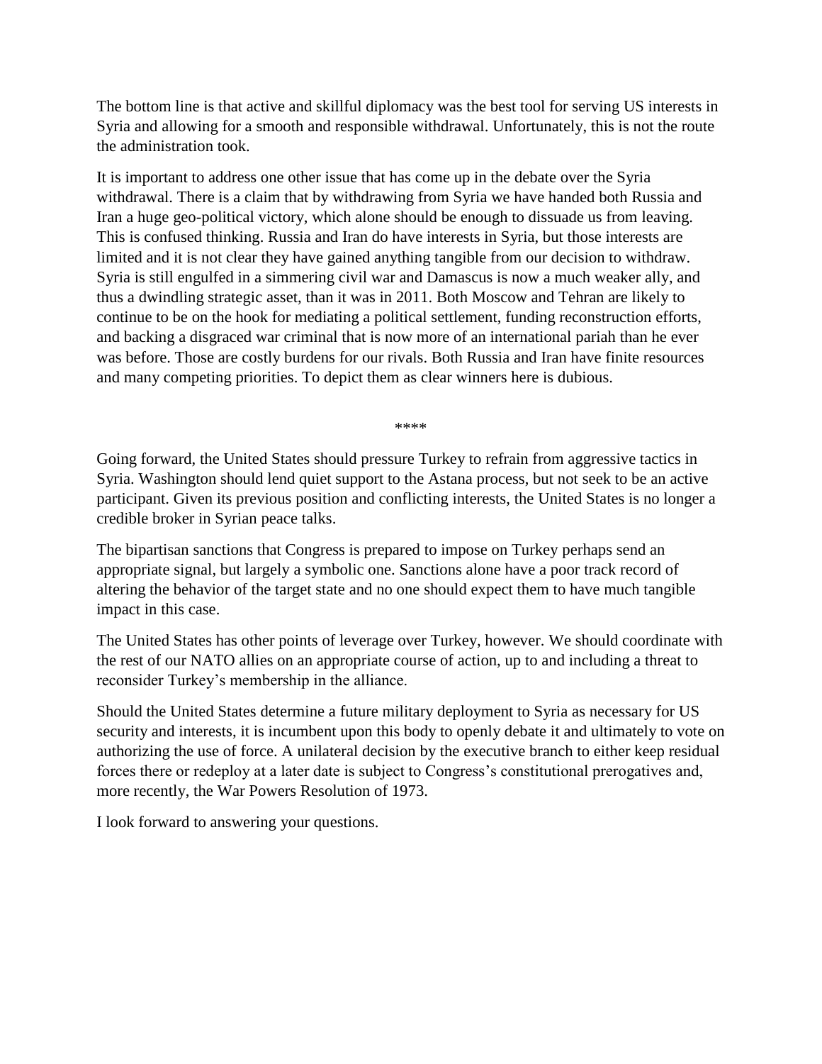The bottom line is that active and skillful diplomacy was the best tool for serving US interests in Syria and allowing for a smooth and responsible withdrawal. Unfortunately, this is not the route the administration took.

It is important to address one other issue that has come up in the debate over the Syria withdrawal. There is a claim that by withdrawing from Syria we have handed both Russia and Iran a huge geo-political victory, which alone should be enough to dissuade us from leaving. This is confused thinking. Russia and Iran do have interests in Syria, but those interests are limited and it is not clear they have gained anything tangible from our decision to withdraw. Syria is still engulfed in a simmering civil war and Damascus is now a much weaker ally, and thus a dwindling strategic asset, than it was in 2011. Both Moscow and Tehran are likely to continue to be on the hook for mediating a political settlement, funding reconstruction efforts, and backing a disgraced war criminal that is now more of an international pariah than he ever was before. Those are costly burdens for our rivals. Both Russia and Iran have finite resources and many competing priorities. To depict them as clear winners here is dubious.

****

Going forward, the United States should pressure Turkey to refrain from aggressive tactics in Syria. Washington should lend quiet support to the Astana process, but not seek to be an active participant. Given its previous position and conflicting interests, the United States is no longer a credible broker in Syrian peace talks.

The bipartisan sanctions that Congress is prepared to impose on Turkey perhaps send an appropriate signal, but largely a symbolic one. Sanctions alone have a poor track record of altering the behavior of the target state and no one should expect them to have much tangible impact in this case.

The United States has other points of leverage over Turkey, however. We should coordinate with the rest of our NATO allies on an appropriate course of action, up to and including a threat to reconsider Turkey's membership in the alliance.

Should the United States determine a future military deployment to Syria as necessary for US security and interests, it is incumbent upon this body to openly debate it and ultimately to vote on authorizing the use of force. A unilateral decision by the executive branch to either keep residual forces there or redeploy at a later date is subject to Congress's constitutional prerogatives and, more recently, the War Powers Resolution of 1973.

I look forward to answering your questions.